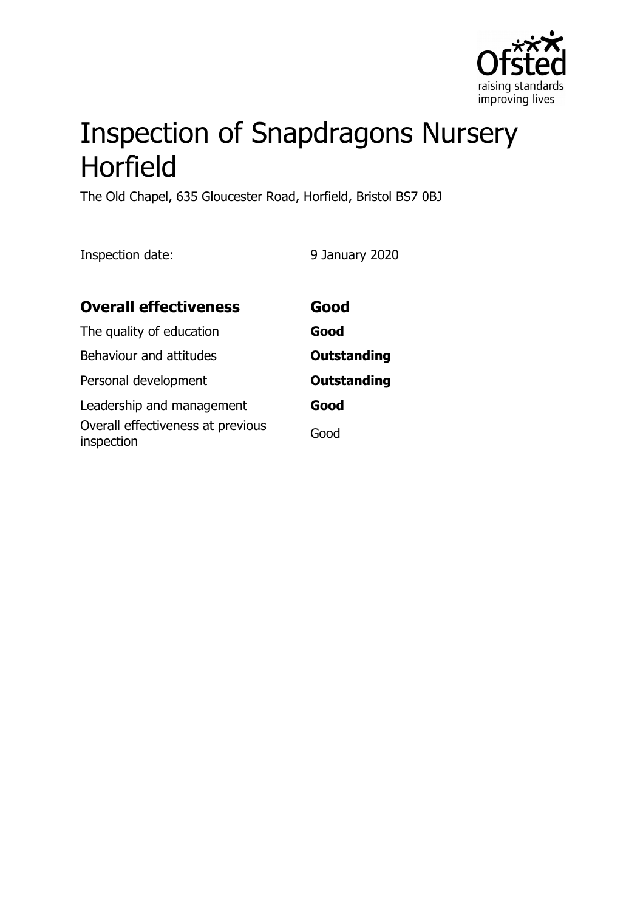# Inspection of Snapdragons Nursery Horfield

The Old Chapel, 635 Gloucester Road, Horfield, Bristol BS7 0BJ

Inspection date: 9 January 2020

| **Overall effectiveness** | **Good** |
| --- | --- |
| The quality of education | **Good** |
| Behaviour and attitudes | **Outstanding** |
| Personal development | **Outstanding** |
| Leadership and management | **Good** |
| Overall effectiveness at previous inspection | Good |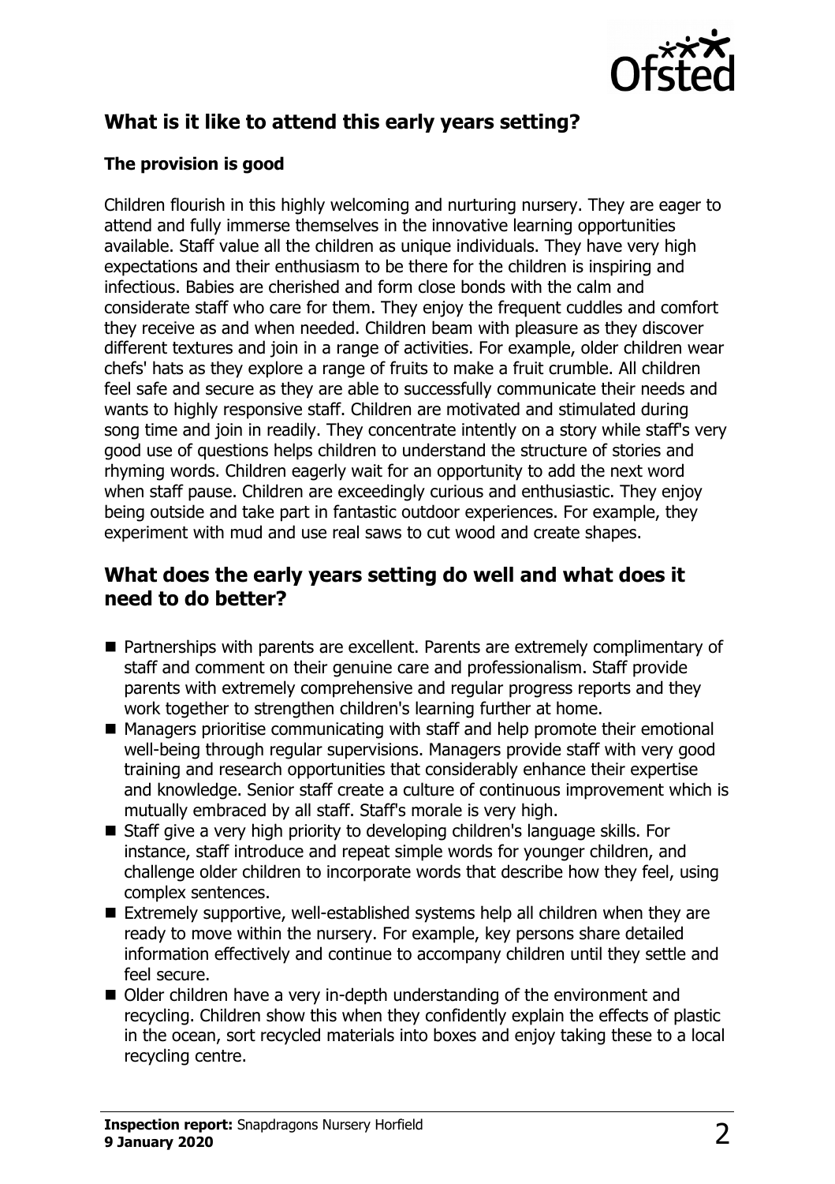## What is it like to attend this early years setting?

### The provision is good

Children flourish in this highly welcoming and nurturing nursery. They are eager to attend and fully immerse themselves in the innovative learning opportunities available. Staff value all the children as unique individuals. They have very high expectations and their enthusiasm to be there for the children is inspiring and infectious. Babies are cherished and form close bonds with the calm and considerate staff who care for them. They enjoy the frequent cuddles and comfort they receive as and when needed. Children beam with pleasure as they discover different textures and join in a range of activities. For example, older children wear chefs' hats as they explore a range of fruits to make a fruit crumble. All children feel safe and secure as they are able to successfully communicate their needs and wants to highly responsive staff. Children are motivated and stimulated during song time and join in readily. They concentrate intently on a story while staff's very good use of questions helps children to understand the structure of stories and rhyming words. Children eagerly wait for an opportunity to add the next word when staff pause. Children are exceedingly curious and enthusiastic. They enjoy being outside and take part in fantastic outdoor experiences. For example, they experiment with mud and use real saws to cut wood and create shapes.

## What does the early years setting do well and what does it need to do better?

- Partnerships with parents are excellent. Parents are extremely complimentary of staff and comment on their genuine care and professionalism. Staff provide parents with extremely comprehensive and regular progress reports and they work together to strengthen children's learning further at home.
- Managers prioritise communicating with staff and help promote their emotional well-being through regular supervisions. Managers provide staff with very good training and research opportunities that considerably enhance their expertise and knowledge. Senior staff create a culture of continuous improvement which is mutually embraced by all staff. Staff's morale is very high.
- Staff give a very high priority to developing children's language skills. For instance, staff introduce and repeat simple words for younger children, and challenge older children to incorporate words that describe how they feel, using complex sentences.
- Extremely supportive, well-established systems help all children when they are ready to move within the nursery. For example, key persons share detailed information effectively and continue to accompany children until they settle and feel secure.
- Older children have a very in-depth understanding of the environment and recycling. Children show this when they confidently explain the effects of plastic in the ocean, sort recycled materials into boxes and enjoy taking these to a local recycling centre.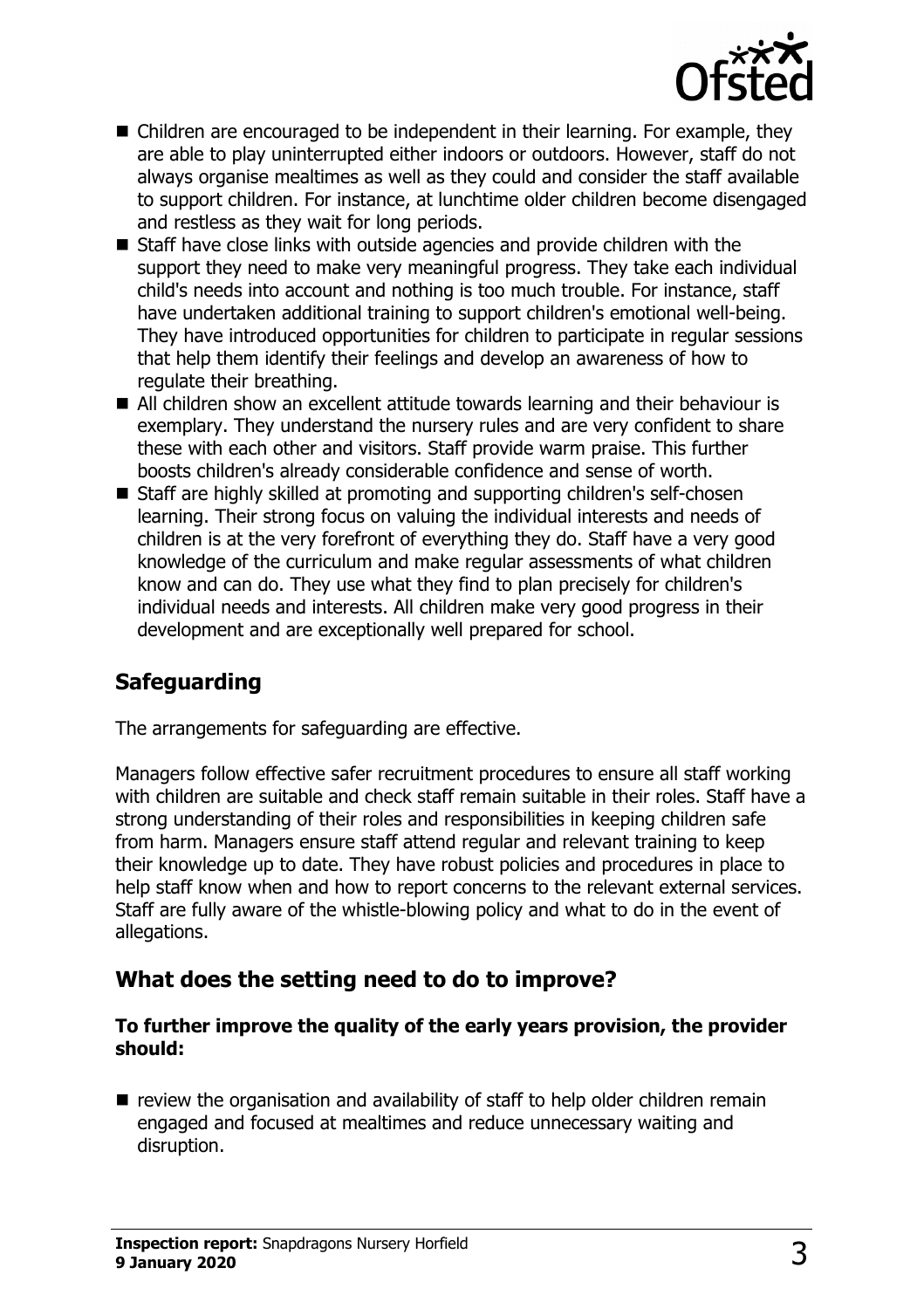- Children are encouraged to be independent in their learning. For example, they are able to play uninterrupted either indoors or outdoors. However, staff do not always organise mealtimes as well as they could and consider the staff available to support children. For instance, at lunchtime older children become disengaged and restless as they wait for long periods.
- Staff have close links with outside agencies and provide children with the support they need to make very meaningful progress. They take each individual child's needs into account and nothing is too much trouble. For instance, staff have undertaken additional training to support children's emotional well-being. They have introduced opportunities for children to participate in regular sessions that help them identify their feelings and develop an awareness of how to regulate their breathing.
- All children show an excellent attitude towards learning and their behaviour is exemplary. They understand the nursery rules and are very confident to share these with each other and visitors. Staff provide warm praise. This further boosts children's already considerable confidence and sense of worth.
- Staff are highly skilled at promoting and supporting children's self-chosen learning. Their strong focus on valuing the individual interests and needs of children is at the very forefront of everything they do. Staff have a very good knowledge of the curriculum and make regular assessments of what children know and can do. They use what they find to plan precisely for children's individual needs and interests. All children make very good progress in their development and are exceptionally well prepared for school.

## Safeguarding

The arrangements for safeguarding are effective.

Managers follow effective safer recruitment procedures to ensure all staff working with children are suitable and check staff remain suitable in their roles. Staff have a strong understanding of their roles and responsibilities in keeping children safe from harm. Managers ensure staff attend regular and relevant training to keep their knowledge up to date. They have robust policies and procedures in place to help staff know when and how to report concerns to the relevant external services. Staff are fully aware of the whistle-blowing policy and what to do in the event of allegations.

## What does the setting need to do to improve?

**To further improve the quality of the early years provision, the provider should:**

- review the organisation and availability of staff to help older children remain engaged and focused at mealtimes and reduce unnecessary waiting and disruption.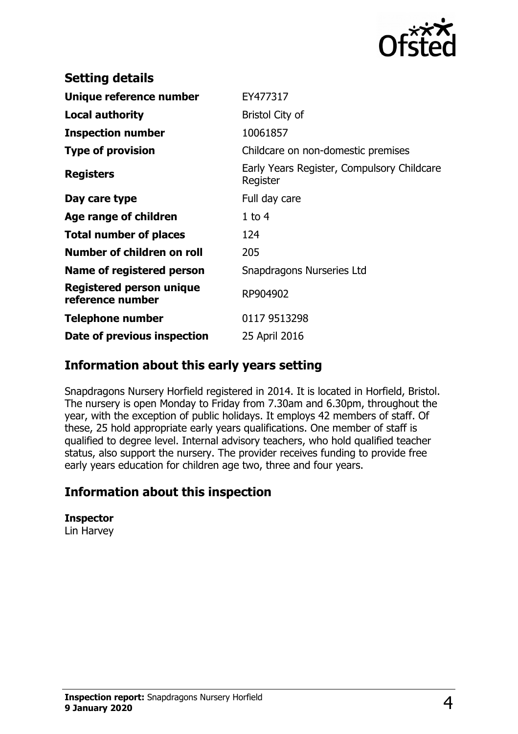## Setting details

| | |
|---|---|
| **Unique reference number** | EY477317 |
| **Local authority** | Bristol City of |
| **Inspection number** | 10061857 |
| **Type of provision** | Childcare on non-domestic premises |
| **Registers** | Early Years Register, Compulsory Childcare Register |
| **Day care type** | Full day care |
| **Age range of children** | 1 to 4 |
| **Total number of places** | 124 |
| **Number of children on roll** | 205 |
| **Name of registered person** | Snapdragons Nurseries Ltd |
| **Registered person unique reference number** | RP904902 |
| **Telephone number** | 0117 9513298 |
| **Date of previous inspection** | 25 April 2016 |

## Information about this early years setting

Snapdragons Nursery Horfield registered in 2014. It is located in Horfield, Bristol. The nursery is open Monday to Friday from 7.30am and 6.30pm, throughout the year, with the exception of public holidays. It employs 42 members of staff. Of these, 25 hold appropriate early years qualifications. One member of staff is qualified to degree level. Internal advisory teachers, who hold qualified teacher status, also support the nursery. The provider receives funding to provide free early years education for children age two, three and four years.

## Information about this inspection

**Inspector**
Lin Harvey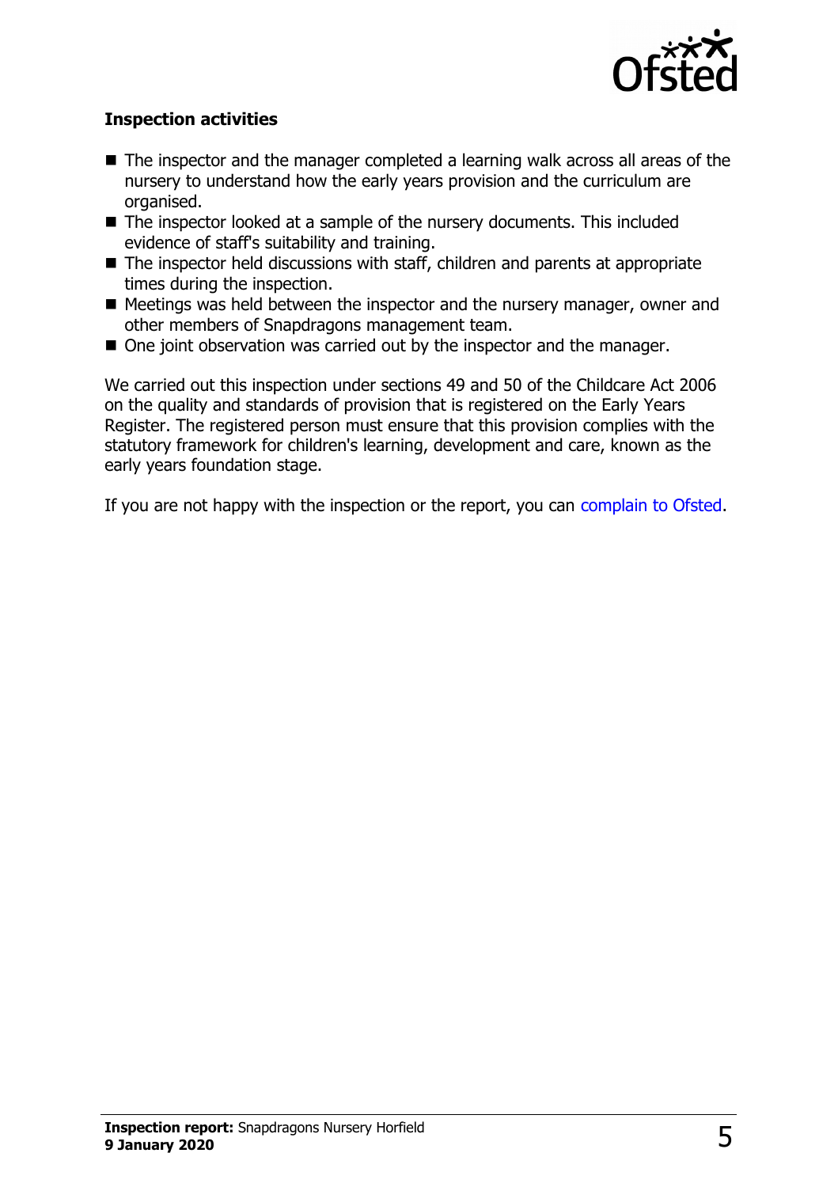### Inspection activities

- The inspector and the manager completed a learning walk across all areas of the nursery to understand how the early years provision and the curriculum are organised.
- The inspector looked at a sample of the nursery documents. This included evidence of staff's suitability and training.
- The inspector held discussions with staff, children and parents at appropriate times during the inspection.
- Meetings was held between the inspector and the nursery manager, owner and other members of Snapdragons management team.
- One joint observation was carried out by the inspector and the manager.

We carried out this inspection under sections 49 and 50 of the Childcare Act 2006 on the quality and standards of provision that is registered on the Early Years Register. The registered person must ensure that this provision complies with the statutory framework for children's learning, development and care, known as the early years foundation stage.

If you are not happy with the inspection or the report, you can complain to Ofsted.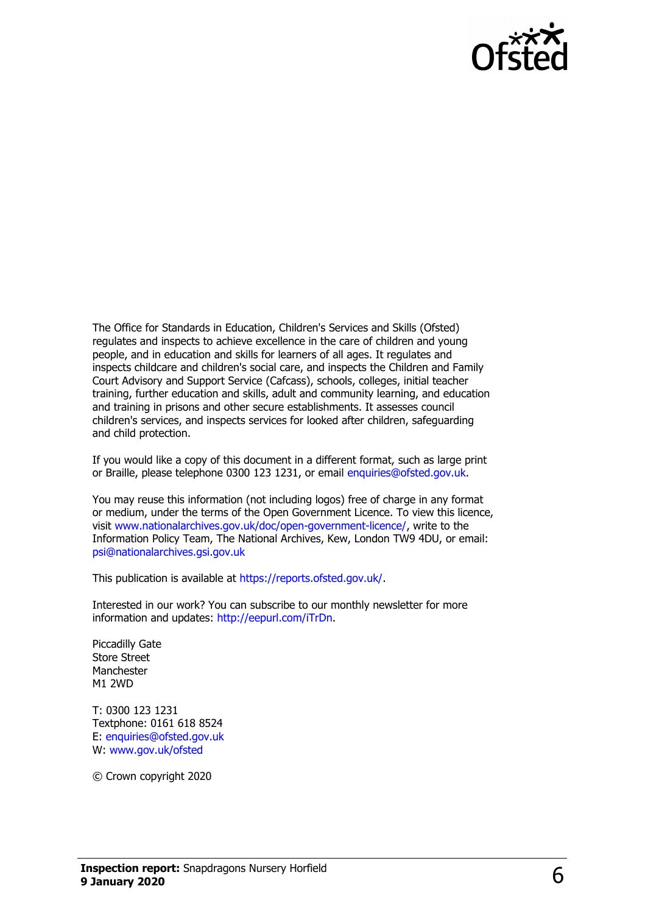The Office for Standards in Education, Children's Services and Skills (Ofsted) regulates and inspects to achieve excellence in the care of children and young people, and in education and skills for learners of all ages. It regulates and inspects childcare and children's social care, and inspects the Children and Family Court Advisory and Support Service (Cafcass), schools, colleges, initial teacher training, further education and skills, adult and community learning, and education and training in prisons and other secure establishments. It assesses council children's services, and inspects services for looked after children, safeguarding and child protection.

If you would like a copy of this document in a different format, such as large print or Braille, please telephone 0300 123 1231, or email enquiries@ofsted.gov.uk.

You may reuse this information (not including logos) free of charge in any format or medium, under the terms of the Open Government Licence. To view this licence, visit www.nationalarchives.gov.uk/doc/open-government-licence/, write to the Information Policy Team, The National Archives, Kew, London TW9 4DU, or email: psi@nationalarchives.gsi.gov.uk

This publication is available at https://reports.ofsted.gov.uk/.

Interested in our work? You can subscribe to our monthly newsletter for more information and updates: http://eepurl.com/iTrDn.

Piccadilly Gate
Store Street
Manchester
M1 2WD

T: 0300 123 1231
Textphone: 0161 618 8524
E: enquiries@ofsted.gov.uk
W: www.gov.uk/ofsted

© Crown copyright 2020